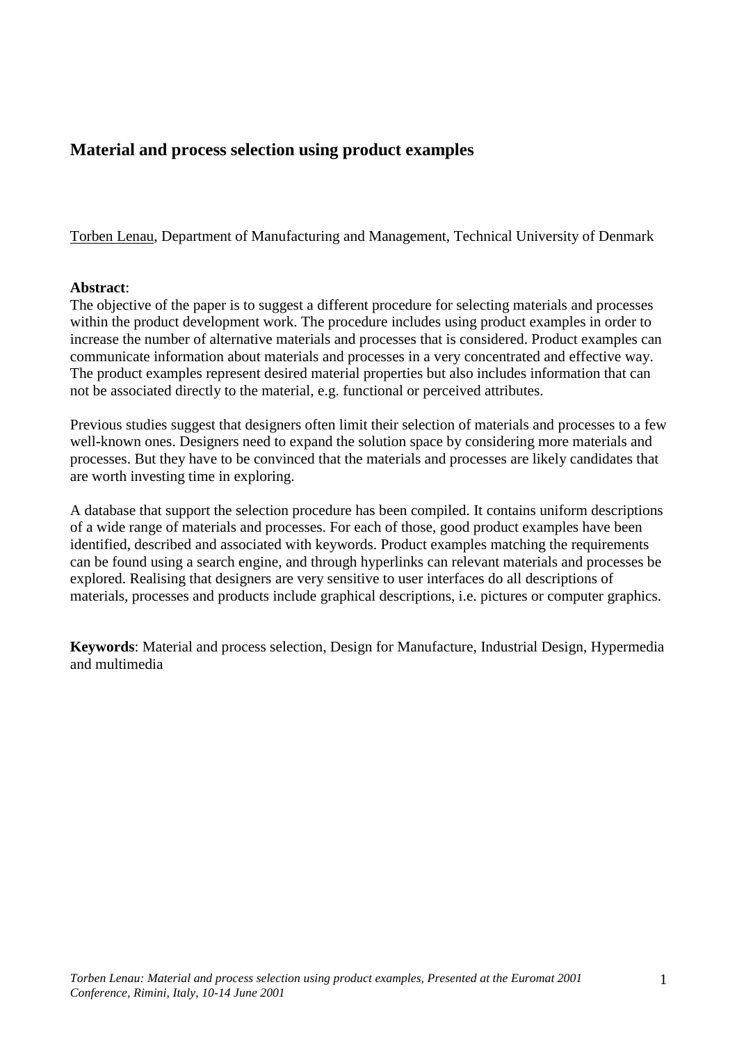# Material and process selection using product examples

Torben Lenau, Department of Manufacturing and Management, Technical University of Denmark

**Abstract**:

The objective of the paper is to suggest a different procedure for selecting materials and processes within the product development work. The procedure includes using product examples in order to increase the number of alternative materials and processes that is considered. Product examples can communicate information about materials and processes in a very concentrated and effective way. The product examples represent desired material properties but also includes information that can not be associated directly to the material, e.g. functional or perceived attributes.

Previous studies suggest that designers often limit their selection of materials and processes to a few well-known ones. Designers need to expand the solution space by considering more materials and processes. But they have to be convinced that the materials and processes are likely candidates that are worth investing time in exploring.

A database that support the selection procedure has been compiled. It contains uniform descriptions of a wide range of materials and processes. For each of those, good product examples have been identified, described and associated with keywords. Product examples matching the requirements can be found using a search engine, and through hyperlinks can relevant materials and processes be explored. Realising that designers are very sensitive to user interfaces do all descriptions of materials, processes and products include graphical descriptions, i.e. pictures or computer graphics.

**Keywords**: Material and process selection, Design for Manufacture, Industrial Design, Hypermedia and multimedia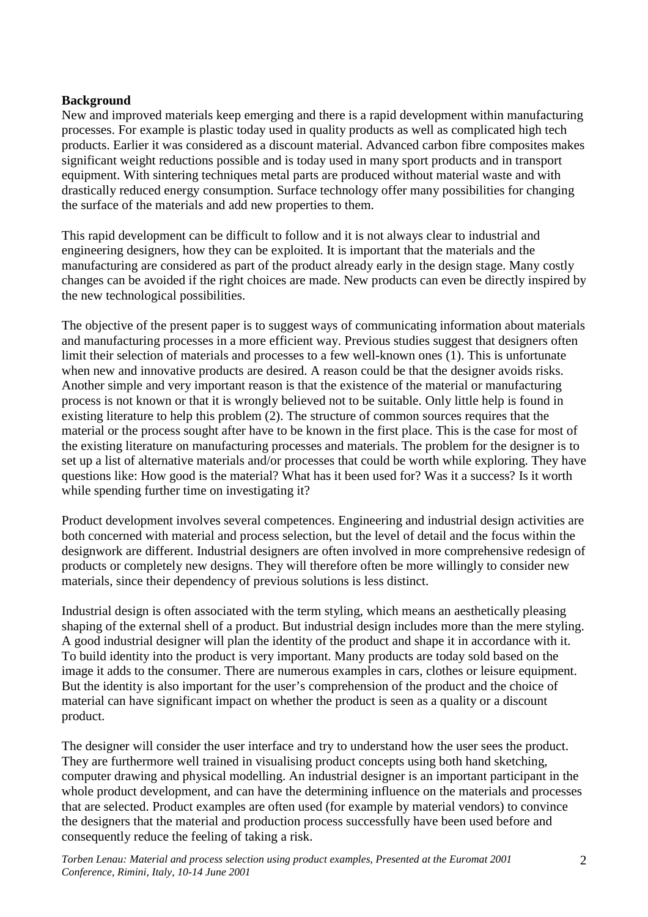**Background**

New and improved materials keep emerging and there is a rapid development within manufacturing processes. For example is plastic today used in quality products as well as complicated high tech products. Earlier it was considered as a discount material. Advanced carbon fibre composites makes significant weight reductions possible and is today used in many sport products and in transport equipment. With sintering techniques metal parts are produced without material waste and with drastically reduced energy consumption. Surface technology offer many possibilities for changing the surface of the materials and add new properties to them.

This rapid development can be difficult to follow and it is not always clear to industrial and engineering designers, how they can be exploited. It is important that the materials and the manufacturing are considered as part of the product already early in the design stage. Many costly changes can be avoided if the right choices are made. New products can even be directly inspired by the new technological possibilities.

The objective of the present paper is to suggest ways of communicating information about materials and manufacturing processes in a more efficient way. Previous studies suggest that designers often limit their selection of materials and processes to a few well-known ones (1). This is unfortunate when new and innovative products are desired. A reason could be that the designer avoids risks. Another simple and very important reason is that the existence of the material or manufacturing process is not known or that it is wrongly believed not to be suitable. Only little help is found in existing literature to help this problem (2). The structure of common sources requires that the material or the process sought after have to be known in the first place. This is the case for most of the existing literature on manufacturing processes and materials. The problem for the designer is to set up a list of alternative materials and/or processes that could be worth while exploring. They have questions like: How good is the material? What has it been used for? Was it a success? Is it worth while spending further time on investigating it?

Product development involves several competences. Engineering and industrial design activities are both concerned with material and process selection, but the level of detail and the focus within the designwork are different. Industrial designers are often involved in more comprehensive redesign of products or completely new designs. They will therefore often be more willingly to consider new materials, since their dependency of previous solutions is less distinct.

Industrial design is often associated with the term styling, which means an aesthetically pleasing shaping of the external shell of a product. But industrial design includes more than the mere styling. A good industrial designer will plan the identity of the product and shape it in accordance with it. To build identity into the product is very important. Many products are today sold based on the image it adds to the consumer. There are numerous examples in cars, clothes or leisure equipment. But the identity is also important for the user's comprehension of the product and the choice of material can have significant impact on whether the product is seen as a quality or a discount product.

The designer will consider the user interface and try to understand how the user sees the product. They are furthermore well trained in visualising product concepts using both hand sketching, computer drawing and physical modelling. An industrial designer is an important participant in the whole product development, and can have the determining influence on the materials and processes that are selected. Product examples are often used (for example by material vendors) to convince the designers that the material and production process successfully have been used before and consequently reduce the feeling of taking a risk.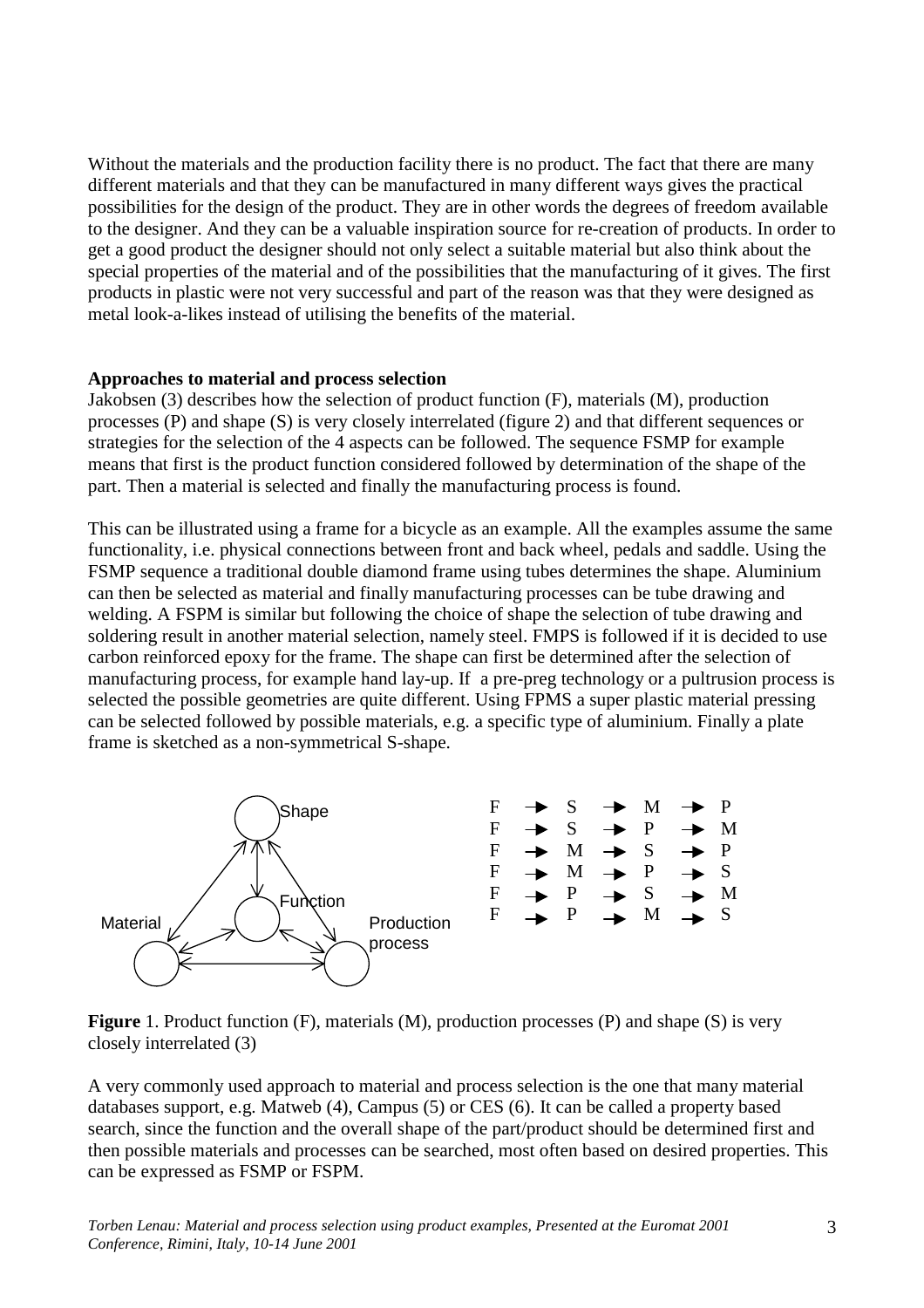Without the materials and the production facility there is no product. The fact that there are many different materials and that they can be manufactured in many different ways gives the practical possibilities for the design of the product. They are in other words the degrees of freedom available to the designer. And they can be a valuable inspiration source for re-creation of products. In order to get a good product the designer should not only select a suitable material but also think about the special properties of the material and of the possibilities that the manufacturing of it gives. The first products in plastic were not very successful and part of the reason was that they were designed as metal look-a-likes instead of utilising the benefits of the material.

**Approaches to material and process selection**

Jakobsen (3) describes how the selection of product function (F), materials (M), production processes (P) and shape (S) is very closely interrelated (figure 2) and that different sequences or strategies for the selection of the 4 aspects can be followed. The sequence FSMP for example means that first is the product function considered followed by determination of the shape of the part. Then a material is selected and finally the manufacturing process is found.

This can be illustrated using a frame for a bicycle as an example. All the examples assume the same functionality, i.e. physical connections between front and back wheel, pedals and saddle. Using the FSMP sequence a traditional double diamond frame using tubes determines the shape. Aluminium can then be selected as material and finally manufacturing processes can be tube drawing and welding. A FSPM is similar but following the choice of shape the selection of tube drawing and soldering result in another material selection, namely steel. FMPS is followed if it is decided to use carbon reinforced epoxy for the frame. The shape can first be determined after the selection of manufacturing process, for example hand lay-up. If a pre-preg technology or a pultrusion process is selected the possible geometries are quite different. Using FPMS a super plastic material pressing can be selected followed by possible materials, e.g. a specific type of aluminium. Finally a plate frame is sketched as a non-symmetrical S-shape.

Shape

Function

Material

Production process

F → S → M → P
F → S → P → M
F → M → S → P
F → M → P → S
F → P → S → M
F → P → M → S

**Figure** 1. Product function (F), materials (M), production processes (P) and shape (S) is very closely interrelated (3)

A very commonly used approach to material and process selection is the one that many material databases support, e.g. Matweb (4), Campus (5) or CES (6). It can be called a property based search, since the function and the overall shape of the part/product should be determined first and then possible materials and processes can be searched, most often based on desired properties. This can be expressed as FSMP or FSPM.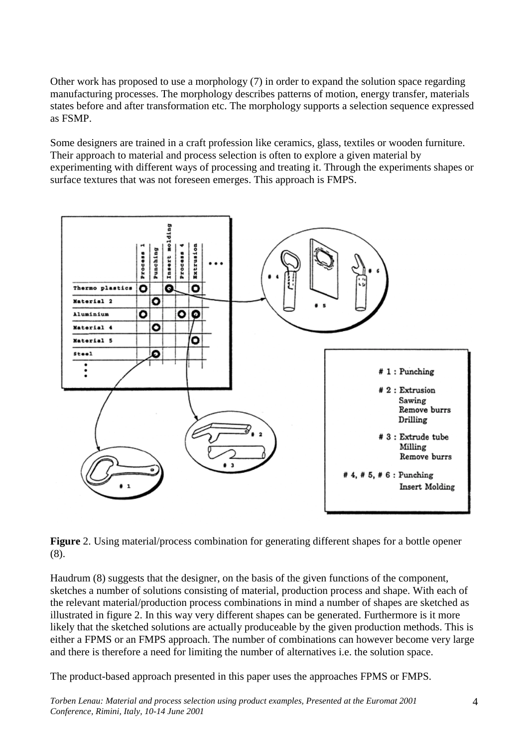Other work has proposed to use a morphology (7) in order to expand the solution space regarding manufacturing processes. The morphology describes patterns of motion, energy transfer, materials states before and after transformation etc. The morphology supports a selection sequence expressed as FSMP.

Some designers are trained in a craft profession like ceramics, glass, textiles or wooden furniture. Their approach to material and process selection is often to explore a given material by experimenting with different ways of processing and treating it. Through the experiments shapes or surface textures that was not foreseen emerges. This approach is FMPS.

**Figure** 2. Using material/process combination for generating different shapes for a bottle opener (8).

Haudrum (8) suggests that the designer, on the basis of the given functions of the component, sketches a number of solutions consisting of material, production process and shape. With each of the relevant material/production process combinations in mind a number of shapes are sketched as illustrated in figure 2. In this way very different shapes can be generated. Furthermore is it more likely that the sketched solutions are actually produceable by the given production methods. This is either a FPMS or an FMPS approach. The number of combinations can however become very large and there is therefore a need for limiting the number of alternatives i.e. the solution space.

The product-based approach presented in this paper uses the approaches FPMS or FMPS.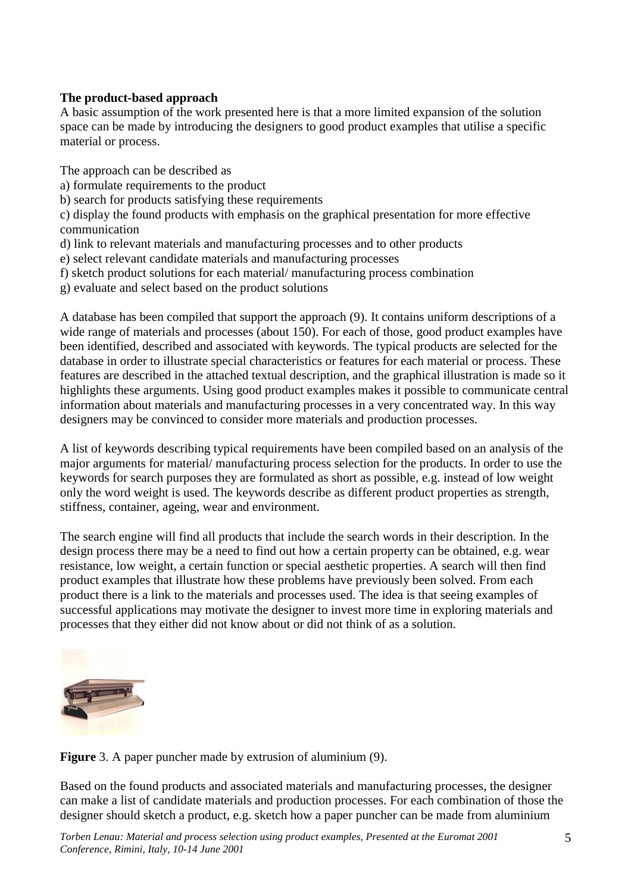**The product-based approach**

A basic assumption of the work presented here is that a more limited expansion of the solution space can be made by introducing the designers to good product examples that utilise a specific material or process.

The approach can be described as

a) formulate requirements to the product
b) search for products satisfying these requirements
c) display the found products with emphasis on the graphical presentation for more effective communication
d) link to relevant materials and manufacturing processes and to other products
e) select relevant candidate materials and manufacturing processes
f) sketch product solutions for each material/ manufacturing process combination
g) evaluate and select based on the product solutions

A database has been compiled that support the approach (9). It contains uniform descriptions of a wide range of materials and processes (about 150). For each of those, good product examples have been identified, described and associated with keywords. The typical products are selected for the database in order to illustrate special characteristics or features for each material or process. These features are described in the attached textual description, and the graphical illustration is made so it highlights these arguments. Using good product examples makes it possible to communicate central information about materials and manufacturing processes in a very concentrated way. In this way designers may be convinced to consider more materials and production processes.

A list of keywords describing typical requirements have been compiled based on an analysis of the major arguments for material/ manufacturing process selection for the products. In order to use the keywords for search purposes they are formulated as short as possible, e.g. instead of low weight only the word weight is used. The keywords describe as different product properties as strength, stiffness, container, ageing, wear and environment.

The search engine will find all products that include the search words in their description. In the design process there may be a need to find out how a certain property can be obtained, e.g. wear resistance, low weight, a certain function or special aesthetic properties. A search will then find product examples that illustrate how these problems have previously been solved. From each product there is a link to the materials and processes used. The idea is that seeing examples of successful applications may motivate the designer to invest more time in exploring materials and processes that they either did not know about or did not think of as a solution.

**Figure** 3. A paper puncher made by extrusion of aluminium (9).

Based on the found products and associated materials and manufacturing processes, the designer can make a list of candidate materials and production processes. For each combination of those the designer should sketch a product, e.g. sketch how a paper puncher can be made from aluminium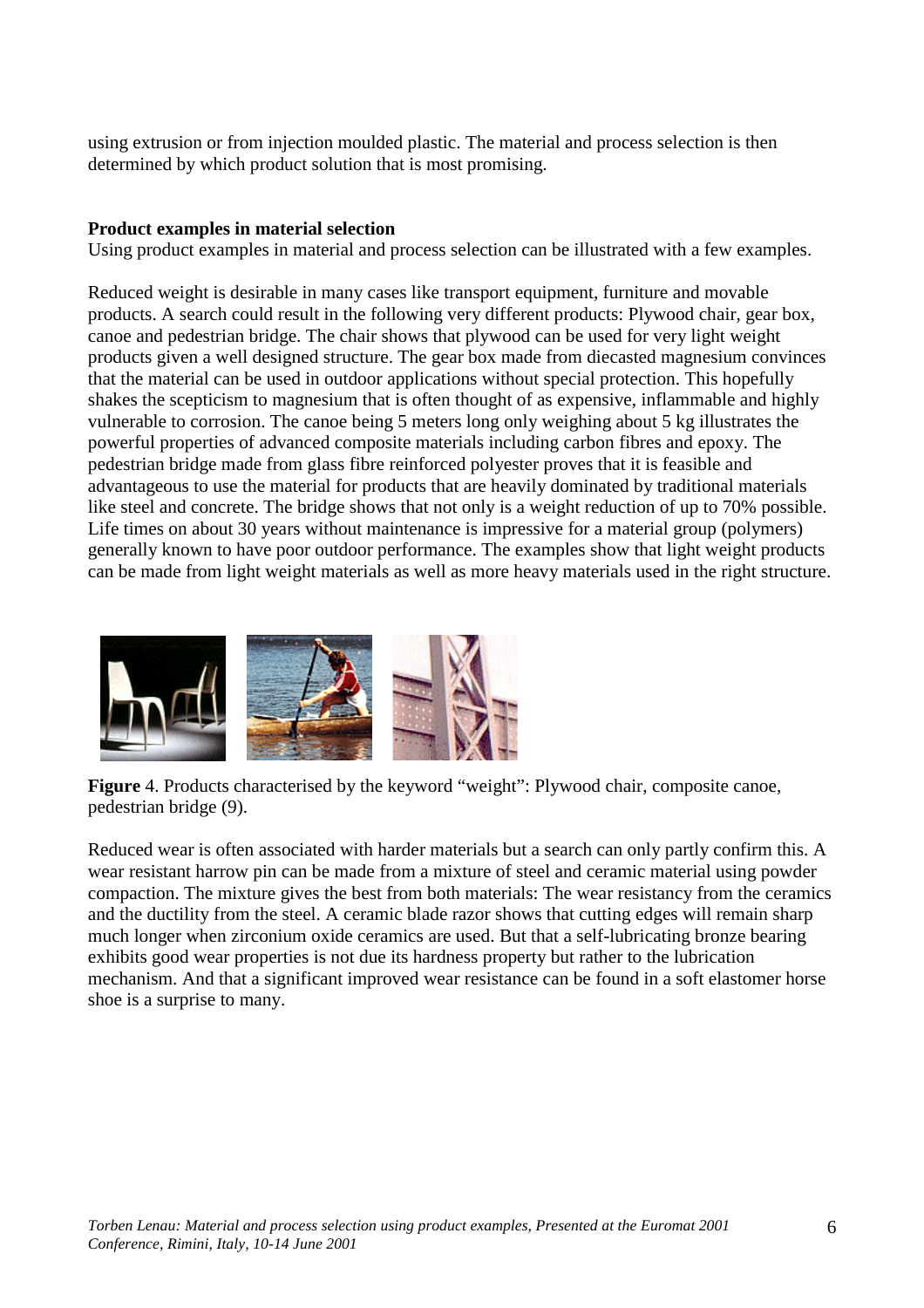using extrusion or from injection moulded plastic. The material and process selection is then determined by which product solution that is most promising.

**Product examples in material selection**

Using product examples in material and process selection can be illustrated with a few examples.

Reduced weight is desirable in many cases like transport equipment, furniture and movable products. A search could result in the following very different products: Plywood chair, gear box, canoe and pedestrian bridge. The chair shows that plywood can be used for very light weight products given a well designed structure. The gear box made from diecasted magnesium convinces that the material can be used in outdoor applications without special protection. This hopefully shakes the scepticism to magnesium that is often thought of as expensive, inflammable and highly vulnerable to corrosion. The canoe being 5 meters long only weighing about 5 kg illustrates the powerful properties of advanced composite materials including carbon fibres and epoxy. The pedestrian bridge made from glass fibre reinforced polyester proves that it is feasible and advantageous to use the material for products that are heavily dominated by traditional materials like steel and concrete. The bridge shows that not only is a weight reduction of up to 70% possible. Life times on about 30 years without maintenance is impressive for a material group (polymers) generally known to have poor outdoor performance. The examples show that light weight products can be made from light weight materials as well as more heavy materials used in the right structure.

**Figure** 4. Products characterised by the keyword "weight": Plywood chair, composite canoe, pedestrian bridge (9).

Reduced wear is often associated with harder materials but a search can only partly confirm this. A wear resistant harrow pin can be made from a mixture of steel and ceramic material using powder compaction. The mixture gives the best from both materials: The wear resistancy from the ceramics and the ductility from the steel. A ceramic blade razor shows that cutting edges will remain sharp much longer when zirconium oxide ceramics are used. But that a self-lubricating bronze bearing exhibits good wear properties is not due its hardness property but rather to the lubrication mechanism. And that a significant improved wear resistance can be found in a soft elastomer horse shoe is a surprise to many.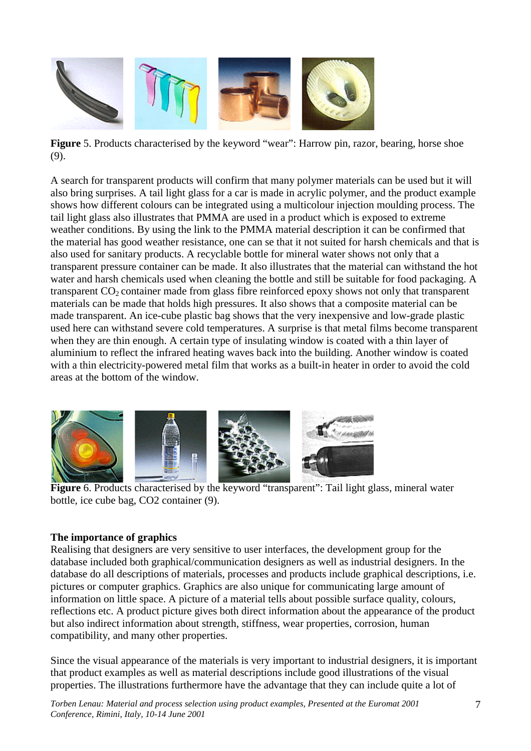**Figure** 5. Products characterised by the keyword “wear”: Harrow pin, razor, bearing, horse shoe (9).

A search for transparent products will confirm that many polymer materials can be used but it will also bring surprises. A tail light glass for a car is made in acrylic polymer, and the product example shows how different colours can be integrated using a multicolour injection moulding process. The tail light glass also illustrates that PMMA are used in a product which is exposed to extreme weather conditions. By using the link to the PMMA material description it can be confirmed that the material has good weather resistance, one can se that it not suited for harsh chemicals and that is also used for sanitary products. A recyclable bottle for mineral water shows not only that a transparent pressure container can be made. It also illustrates that the material can withstand the hot water and harsh chemicals used when cleaning the bottle and still be suitable for food packaging. A transparent $CO_2$ container made from glass fibre reinforced epoxy shows not only that transparent materials can be made that holds high pressures. It also shows that a composite material can be made transparent. An ice-cube plastic bag shows that the very inexpensive and low-grade plastic used here can withstand severe cold temperatures. A surprise is that metal films become transparent when they are thin enough. A certain type of insulating window is coated with a thin layer of aluminium to reflect the infrared heating waves back into the building. Another window is coated with a thin electricity-powered metal film that works as a built-in heater in order to avoid the cold areas at the bottom of the window.

**Figure** 6. Products characterised by the keyword “transparent”: Tail light glass, mineral water bottle, ice cube bag, CO2 container (9).

**The importance of graphics**

Realising that designers are very sensitive to user interfaces, the development group for the database included both graphical/communication designers as well as industrial designers. In the database do all descriptions of materials, processes and products include graphical descriptions, i.e. pictures or computer graphics. Graphics are also unique for communicating large amount of information on little space. A picture of a material tells about possible surface quality, colours, reflections etc. A product picture gives both direct information about the appearance of the product but also indirect information about strength, stiffness, wear properties, corrosion, human compatibility, and many other properties.

Since the visual appearance of the materials is very important to industrial designers, it is important that product examples as well as material descriptions include good illustrations of the visual properties. The illustrations furthermore have the advantage that they can include quite a lot of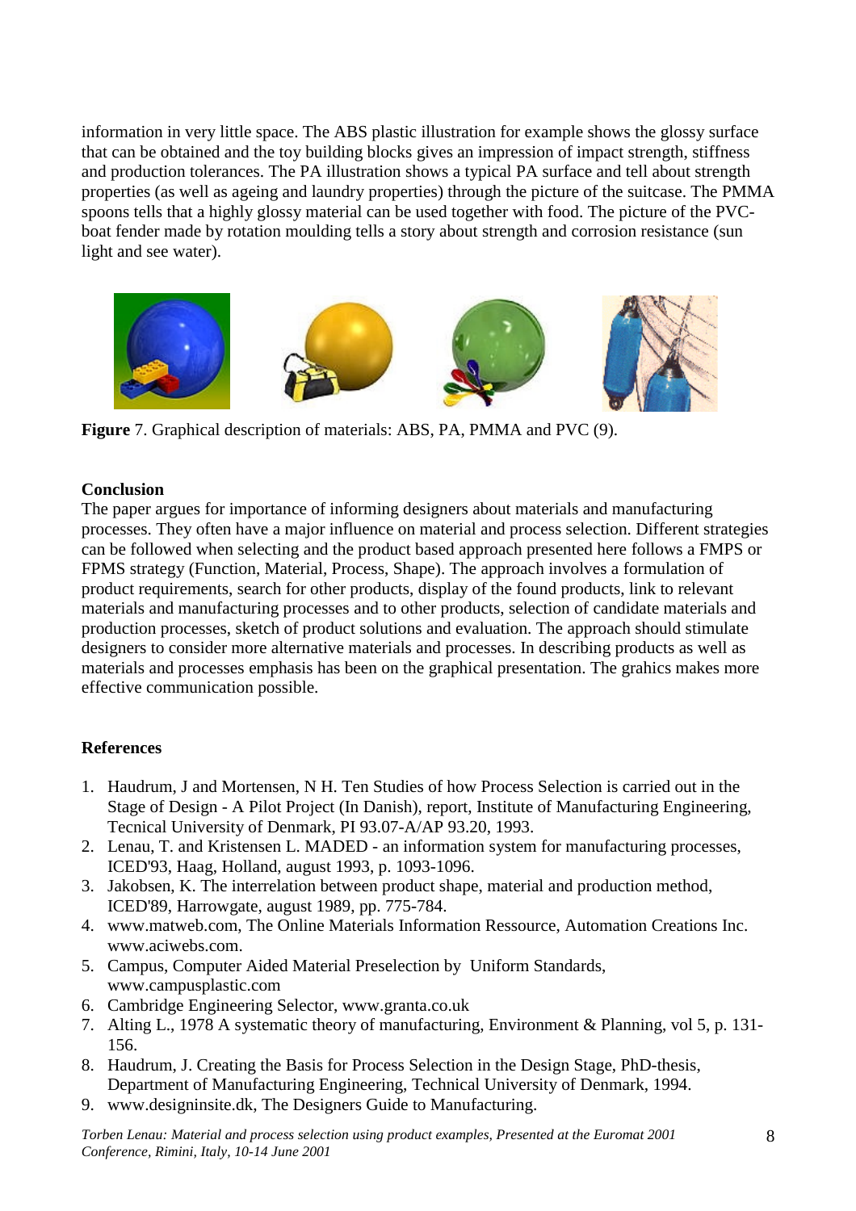information in very little space. The ABS plastic illustration for example shows the glossy surface that can be obtained and the toy building blocks gives an impression of impact strength, stiffness and production tolerances. The PA illustration shows a typical PA surface and tell about strength properties (as well as ageing and laundry properties) through the picture of the suitcase. The PMMA spoons tells that a highly glossy material can be used together with food. The picture of the PVC-boat fender made by rotation moulding tells a story about strength and corrosion resistance (sun light and see water).

**Figure** 7. Graphical description of materials: ABS, PA, PMMA and PVC (9).

## Conclusion

The paper argues for importance of informing designers about materials and manufacturing processes. They often have a major influence on material and process selection. Different strategies can be followed when selecting and the product based approach presented here follows a FMPS or FPMS strategy (Function, Material, Process, Shape). The approach involves a formulation of product requirements, search for other products, display of the found products, link to relevant materials and manufacturing processes and to other products, selection of candidate materials and production processes, sketch of product solutions and evaluation. The approach should stimulate designers to consider more alternative materials and processes. In describing products as well as materials and processes emphasis has been on the graphical presentation. The grahics makes more effective communication possible.

## References

1. Haudrum, J and Mortensen, N H. Ten Studies of how Process Selection is carried out in the Stage of Design - A Pilot Project (In Danish), report, Institute of Manufacturing Engineering, Tecnical University of Denmark, PI 93.07-A/AP 93.20, 1993.
2. Lenau, T. and Kristensen L. MADED - an information system for manufacturing processes, ICED'93, Haag, Holland, august 1993, p. 1093-1096.
3. Jakobsen, K. The interrelation between product shape, material and production method, ICED'89, Harrowgate, august 1989, pp. 775-784.
4. www.matweb.com, The Online Materials Information Ressource, Automation Creations Inc. www.aciwebs.com.
5. Campus, Computer Aided Material Preselection by Uniform Standards, www.campusplastic.com
6. Cambridge Engineering Selector, www.granta.co.uk
7. Alting L., 1978 A systematic theory of manufacturing, Environment & Planning, vol 5, p. 131-156.
8. Haudrum, J. Creating the Basis for Process Selection in the Design Stage, PhD-thesis, Department of Manufacturing Engineering, Technical University of Denmark, 1994.
9. www.designinsite.dk, The Designers Guide to Manufacturing.